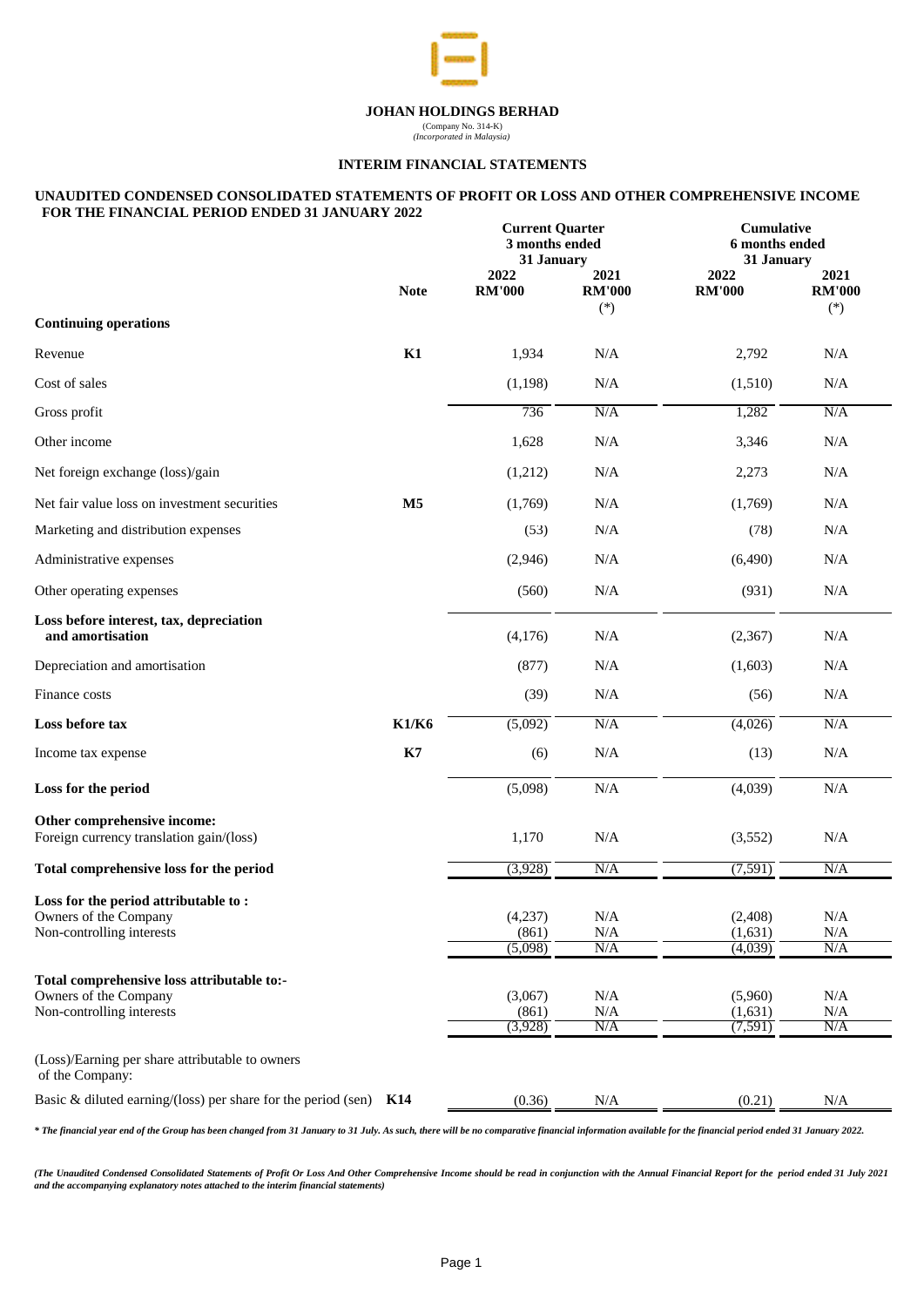**JOHAN HOLDINGS BERHAD**
(Company No. 314-K)
*(Incorporated in Malaysia)*

## INTERIM FINANCIAL STATEMENTS

### UNAUDITED CONDENSED CONSOLIDATED STATEMENTS OF PROFIT OR LOSS AND OTHER COMPREHENSIVE INCOME FOR THE FINANCIAL PERIOD ENDED 31 JANUARY 2022

| | Note | Current Quarter 3 months ended 31 January | | Cumulative 6 months ended 31 January | |
|---|---|---|---|---|---|
| | | 2022 RM'000 | 2021 RM'000 (*) | 2022 RM'000 | 2021 RM'000 (*) |
| **Continuing operations** | | | | | |
| Revenue | **K1** | 1,934 | N/A | 2,792 | N/A |
| Cost of sales | | (1,198) | N/A | (1,510) | N/A |
| Gross profit | | 736 | N/A | 1,282 | N/A |
| Other income | | 1,628 | N/A | 3,346 | N/A |
| Net foreign exchange (loss)/gain | | (1,212) | N/A | 2,273 | N/A |
| Net fair value loss on investment securities | **M5** | (1,769) | N/A | (1,769) | N/A |
| Marketing and distribution expenses | | (53) | N/A | (78) | N/A |
| Administrative expenses | | (2,946) | N/A | (6,490) | N/A |
| Other operating expenses | | (560) | N/A | (931) | N/A |
| **Loss before interest, tax, depreciation and amortisation** | | (4,176) | N/A | (2,367) | N/A |
| Depreciation and amortisation | | (877) | N/A | (1,603) | N/A |
| Finance costs | | (39) | N/A | (56) | N/A |
| **Loss before tax** | **K1/K6** | (5,092) | N/A | (4,026) | N/A |
| Income tax expense | **K7** | (6) | N/A | (13) | N/A |
| **Loss for the period** | | (5,098) | N/A | (4,039) | N/A |
| **Other comprehensive income:** | | | | | |
| Foreign currency translation gain/(loss) | | 1,170 | N/A | (3,552) | N/A |
| **Total comprehensive loss for the period** | | (3,928) | N/A | (7,591) | N/A |
| **Loss for the period attributable to :** | | | | | |
| Owners of the Company | | (4,237) | N/A | (2,408) | N/A |
| Non-controlling interests | | (861) | N/A | (1,631) | N/A |
| | | (5,098) | N/A | (4,039) | N/A |
| **Total comprehensive loss attributable to:-** | | | | | |
| Owners of the Company | | (3,067) | N/A | (5,960) | N/A |
| Non-controlling interests | | (861) | N/A | (1,631) | N/A |
| | | (3,928) | N/A | (7,591) | N/A |
| (Loss)/Earning per share attributable to owners of the Company: | | | | | |
| Basic & diluted earning/(loss) per share for the period (sen) | **K14** | (0.36) | N/A | (0.21) | N/A |

***** *The financial year end of the Group has been changed from 31 January to 31 July. As such, there will be no comparative financial information available for the financial period ended 31 January 2022.*

*(The Unaudited Condensed Consolidated Statements of Profit Or Loss And Other Comprehensive Income should be read in conjunction with the Annual Financial Report for the period ended 31 July 2021 and the accompanying explanatory notes attached to the interim financial statements)*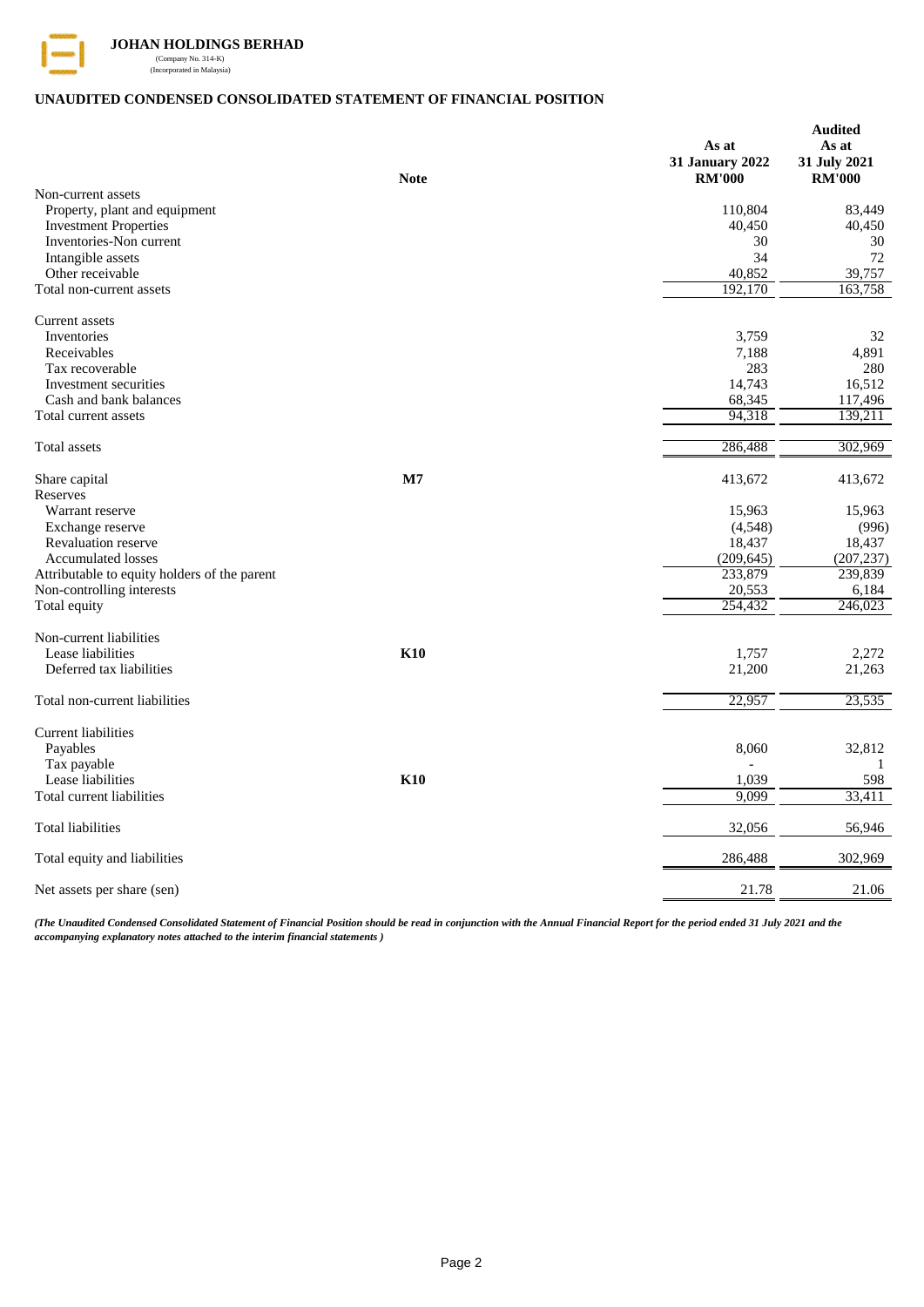**JOHAN HOLDINGS BERHAD**
(Company No. 314-K)
(Incorporated in Malaysia)

## UNAUDITED CONDENSED CONSOLIDATED STATEMENT OF FINANCIAL POSITION

| | Note | As at 31 January 2022 RM'000 | Audited As at 31 July 2021 RM'000 |
|---|---|---|---|
| Non-current assets | | | |
| Property, plant and equipment | | 110,804 | 83,449 |
| Investment Properties | | 40,450 | 40,450 |
| Inventories-Non current | | 30 | 30 |
| Intangible assets | | 34 | 72 |
| Other receivable | | 40,852 | 39,757 |
| Total non-current assets | | 192,170 | 163,758 |
| Current assets | | | |
| Inventories | | 3,759 | 32 |
| Receivables | | 7,188 | 4,891 |
| Tax recoverable | | 283 | 280 |
| Investment securities | | 14,743 | 16,512 |
| Cash and bank balances | | 68,345 | 117,496 |
| Total current assets | | 94,318 | 139,211 |
| Total assets | | 286,488 | 302,969 |
| Share capital | M7 | 413,672 | 413,672 |
| Reserves | | | |
| Warrant reserve | | 15,963 | 15,963 |
| Exchange reserve | | (4,548) | (996) |
| Revaluation reserve | | 18,437 | 18,437 |
| Accumulated losses | | (209,645) | (207,237) |
| Attributable to equity holders of the parent | | 233,879 | 239,839 |
| Non-controlling interests | | 20,553 | 6,184 |
| Total equity | | 254,432 | 246,023 |
| Non-current liabilities | | | |
| Lease liabilities | K10 | 1,757 | 2,272 |
| Deferred tax liabilities | | 21,200 | 21,263 |
| Total non-current liabilities | | 22,957 | 23,535 |
| Current liabilities | | | |
| Payables | | 8,060 | 32,812 |
| Tax payable | | - | 1 |
| Lease liabilities | K10 | 1,039 | 598 |
| Total current liabilities | | 9,099 | 33,411 |
| Total liabilities | | 32,056 | 56,946 |
| Total equity and liabilities | | 286,488 | 302,969 |
| Net assets per share (sen) | | 21.78 | 21.06 |

*(The Unaudited Condensed Consolidated Statement of Financial Position should be read in conjunction with the Annual Financial Report for the period ended 31 July 2021 and the accompanying explanatory notes attached to the interim financial statements )*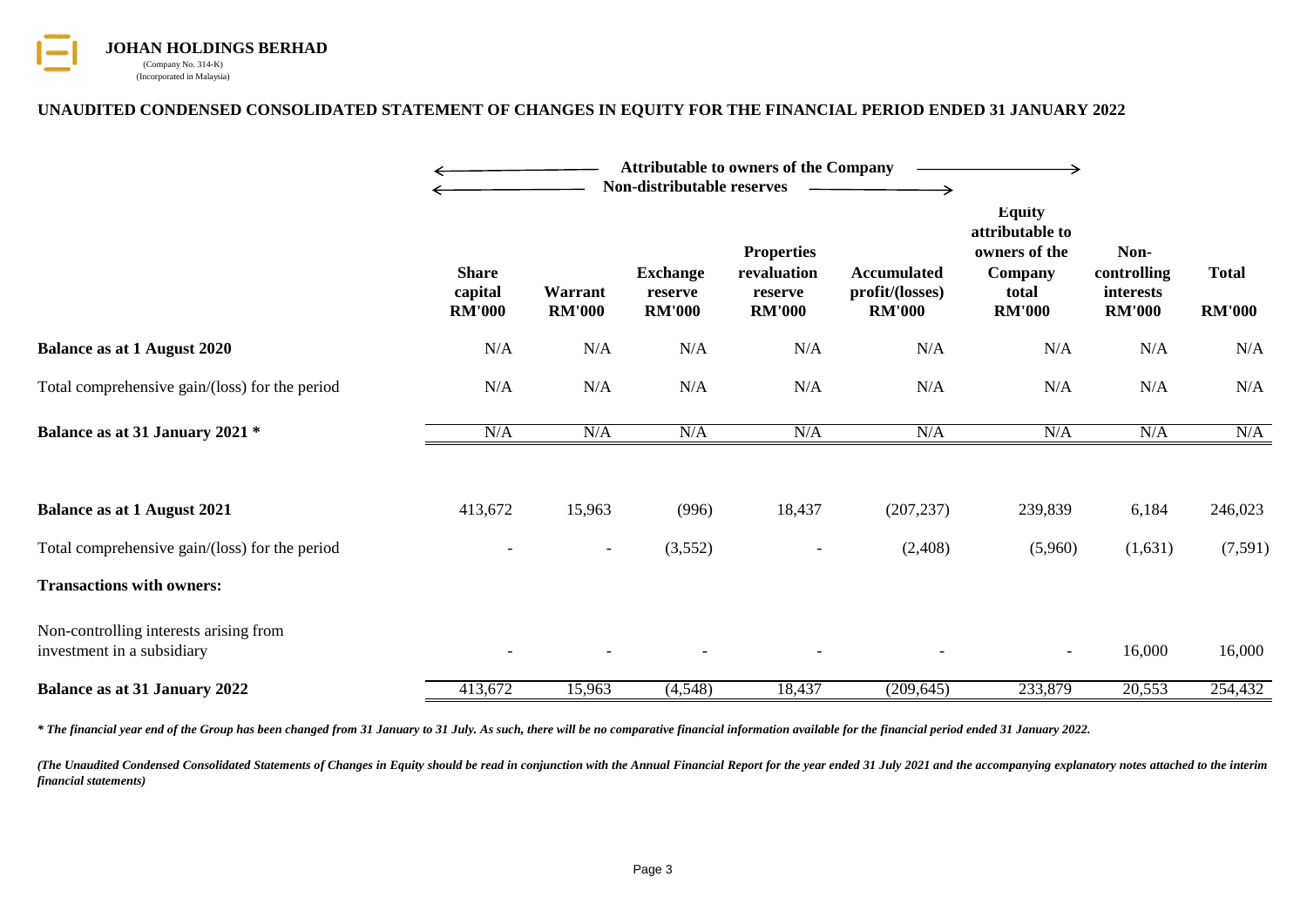**JOHAN HOLDINGS BERHAD**
(Company No. 314-K)
(Incorporated in Malaysia)

## UNAUDITED CONDENSED CONSOLIDATED STATEMENT OF CHANGES IN EQUITY FOR THE FINANCIAL PERIOD ENDED 31 JANUARY 2022

| | Attributable to owners of the Company | | | | | | | |
|---|---|---|---|---|---|---|---|---|
| | Non-distributable reserves | | | | | | | |
| | **Share capital RM'000** | **Warrant RM'000** | **Exchange reserve RM'000** | **Properties revaluation reserve RM'000** | **Accumulated profit/(losses) RM'000** | **Equity attributable to owners of the Company total RM'000** | **Non-controlling interests RM'000** | **Total RM'000** |
| **Balance as at 1 August 2020** | N/A | N/A | N/A | N/A | N/A | N/A | N/A | N/A |
| Total comprehensive gain/(loss) for the period | N/A | N/A | N/A | N/A | N/A | N/A | N/A | N/A |
| **Balance as at 31 January 2021 *** | N/A | N/A | N/A | N/A | N/A | N/A | N/A | N/A |
| | | | | | | | | |
| **Balance as at 1 August 2021** | 413,672 | 15,963 | (996) | 18,437 | (207,237) | 239,839 | 6,184 | 246,023 |
| Total comprehensive gain/(loss) for the period | - | - | (3,552) | - | (2,408) | (5,960) | (1,631) | (7,591) |
| **Transactions with owners:** | | | | | | | | |
| Non-controlling interests arising from investment in a subsidiary | - | - | - | - | - | - | 16,000 | 16,000 |
| **Balance as at 31 January 2022** | 413,672 | 15,963 | (4,548) | 18,437 | (209,645) | 233,879 | 20,553 | 254,432 |

***** The financial year end of the Group has been changed from 31 January to 31 July. As such, there will be no comparative financial information available for the financial period ended 31 January 2022.***

***(The Unaudited Condensed Consolidated Statements of Changes in Equity should be read in conjunction with the Annual Financial Report for the year ended 31 July 2021 and the accompanying explanatory notes attached to the interim financial statements)***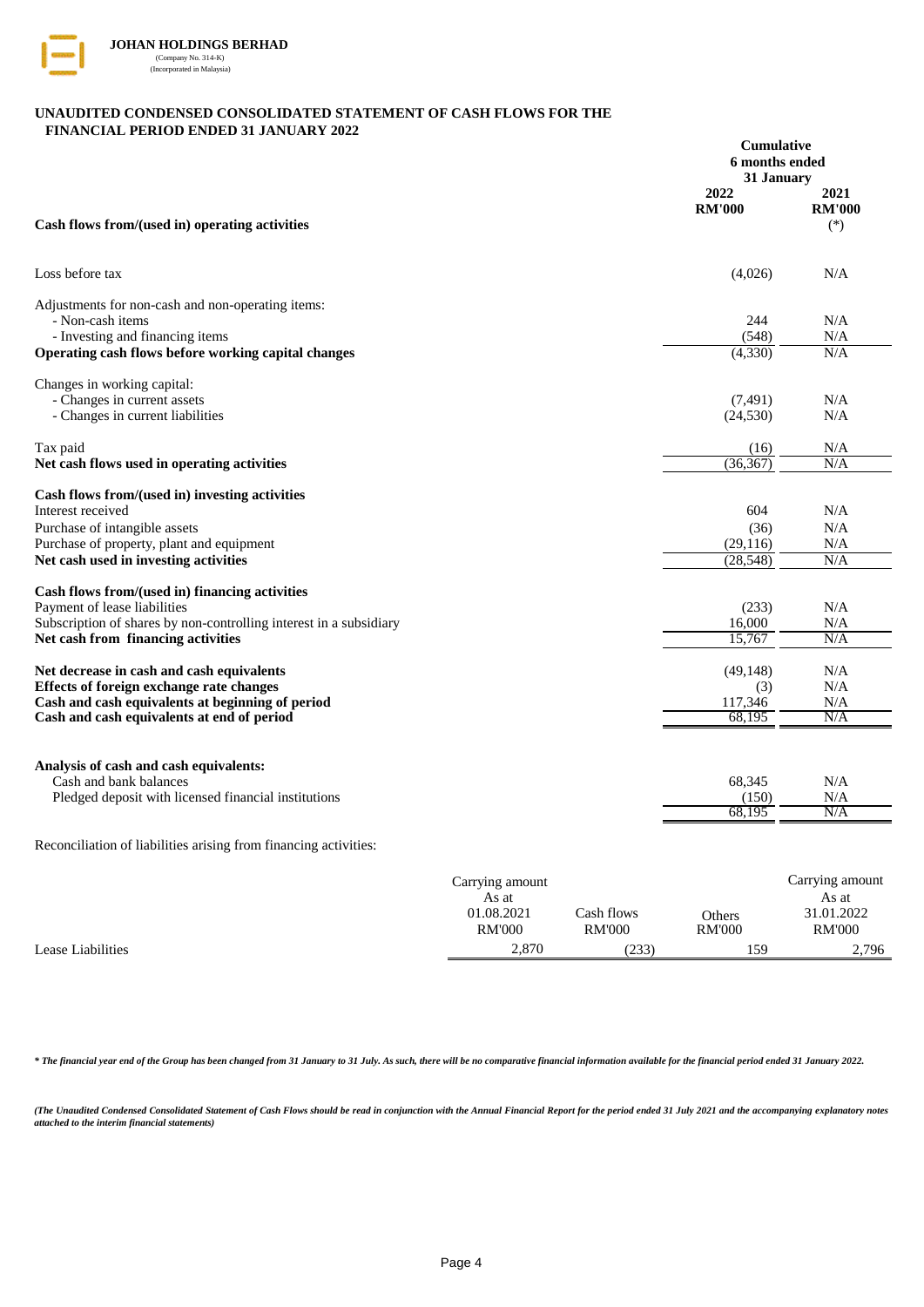**JOHAN HOLDINGS BERHAD**
(Company No. 314-K)
(Incorporated in Malaysia)

## UNAUDITED CONDENSED CONSOLIDATED STATEMENT OF CASH FLOWS FOR THE FINANCIAL PERIOD ENDED 31 JANUARY 2022

| | Cumulative 6 months ended 31 January | |
|---|---|---|
| | 2022 | 2021 |
| | RM'000 | RM'000 |
| **Cash flows from/(used in) operating activities** | | (*) |
| Loss before tax | (4,026) | N/A |
| Adjustments for non-cash and non-operating items: | | |
| - Non-cash items | 244 | N/A |
| - Investing and financing items | (548) | N/A |
| **Operating cash flows before working capital changes** | (4,330) | N/A |
| Changes in working capital: | | |
| - Changes in current assets | (7,491) | N/A |
| - Changes in current liabilities | (24,530) | N/A |
| Tax paid | (16) | N/A |
| **Net cash flows used in operating activities** | (36,367) | N/A |
| **Cash flows from/(used in) investing activities** | | |
| Interest received | 604 | N/A |
| Purchase of intangible assets | (36) | N/A |
| Purchase of property, plant and equipment | (29,116) | N/A |
| **Net cash used in investing activities** | (28,548) | N/A |
| **Cash flows from/(used in) financing activities** | | |
| Payment of lease liabilities | (233) | N/A |
| Subscription of shares by non-controlling interest in a subsidiary | 16,000 | N/A |
| **Net cash from financing activities** | 15,767 | N/A |
| **Net decrease in cash and cash equivalents** | (49,148) | N/A |
| **Effects of foreign exchange rate changes** | (3) | N/A |
| **Cash and cash equivalents at beginning of period** | 117,346 | N/A |
| **Cash and cash equivalents at end of period** | 68,195 | N/A |
| **Analysis of cash and cash equivalents:** | | |
| Cash and bank balances | 68,345 | N/A |
| Pledged deposit with licensed financial institutions | (150) | N/A |
| | 68,195 | N/A |

Reconciliation of liabilities arising from financing activities:

| | Carrying amount As at 01.08.2021 RM'000 | Cash flows RM'000 | Others RM'000 | Carrying amount As at 31.01.2022 RM'000 |
|---|---|---|---|---|
| Lease Liabilities | 2,870 | (233) | 159 | 2,796 |

*\* The financial year end of the Group has been changed from 31 January to 31 July. As such, there will be no comparative financial information available for the financial period ended 31 January 2022.*

*(The Unaudited Condensed Consolidated Statement of Cash Flows should be read in conjunction with the Annual Financial Report for the period ended 31 July 2021 and the accompanying explanatory notes attached to the interim financial statements)*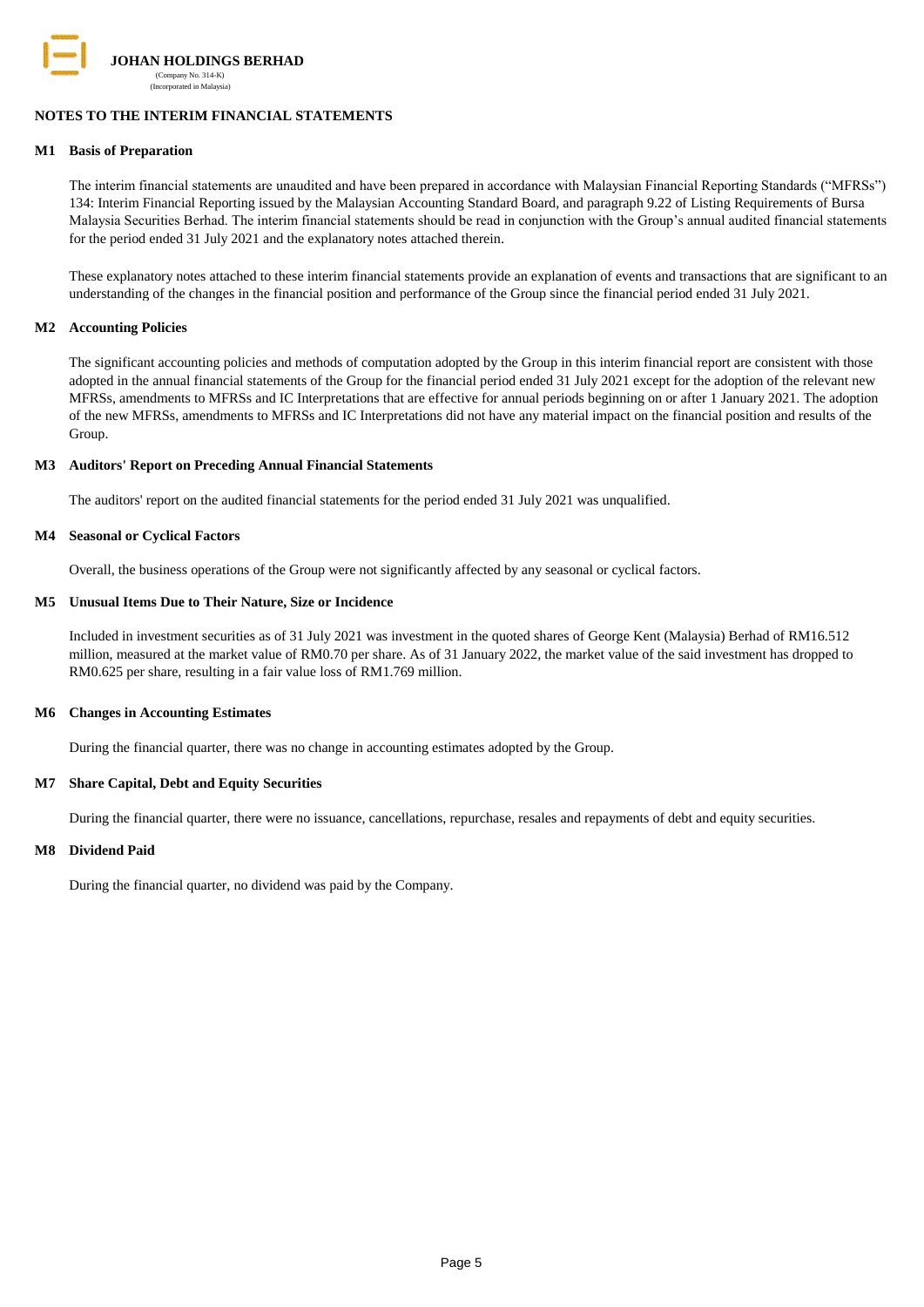**JOHAN HOLDINGS BERHAD**
(Company No. 314-K)
(Incorporated in Malaysia)

## NOTES TO THE INTERIM FINANCIAL STATEMENTS

### M1 Basis of Preparation

The interim financial statements are unaudited and have been prepared in accordance with Malaysian Financial Reporting Standards ("MFRSs") 134: Interim Financial Reporting issued by the Malaysian Accounting Standard Board, and paragraph 9.22 of Listing Requirements of Bursa Malaysia Securities Berhad. The interim financial statements should be read in conjunction with the Group's annual audited financial statements for the period ended 31 July 2021 and the explanatory notes attached therein.

These explanatory notes attached to these interim financial statements provide an explanation of events and transactions that are significant to an understanding of the changes in the financial position and performance of the Group since the financial period ended 31 July 2021.

### M2 Accounting Policies

The significant accounting policies and methods of computation adopted by the Group in this interim financial report are consistent with those adopted in the annual financial statements of the Group for the financial period ended 31 July 2021 except for the adoption of the relevant new MFRSs, amendments to MFRSs and IC Interpretations that are effective for annual periods beginning on or after 1 January 2021. The adoption of the new MFRSs, amendments to MFRSs and IC Interpretations did not have any material impact on the financial position and results of the Group.

### M3 Auditors' Report on Preceding Annual Financial Statements

The auditors' report on the audited financial statements for the period ended 31 July 2021 was unqualified.

### M4 Seasonal or Cyclical Factors

Overall, the business operations of the Group were not significantly affected by any seasonal or cyclical factors.

### M5 Unusual Items Due to Their Nature, Size or Incidence

Included in investment securities as of 31 July 2021 was investment in the quoted shares of George Kent (Malaysia) Berhad of RM16.512 million, measured at the market value of RM0.70 per share. As of 31 January 2022, the market value of the said investment has dropped to RM0.625 per share, resulting in a fair value loss of RM1.769 million.

### M6 Changes in Accounting Estimates

During the financial quarter, there was no change in accounting estimates adopted by the Group.

### M7 Share Capital, Debt and Equity Securities

During the financial quarter, there were no issuance, cancellations, repurchase, resales and repayments of debt and equity securities.

### M8 Dividend Paid

During the financial quarter, no dividend was paid by the Company.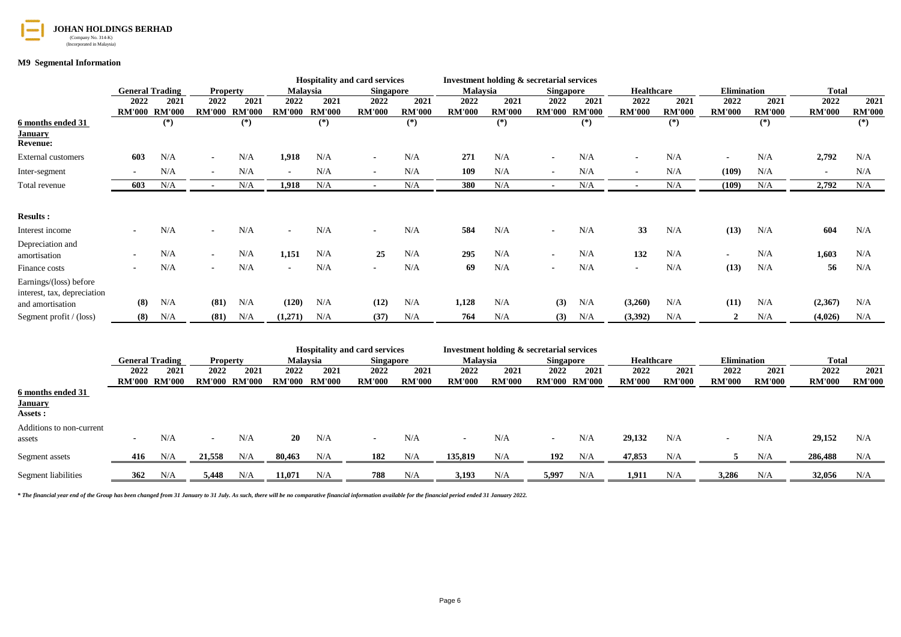**JOHAN HOLDINGS BERHAD**
(Company No. 314-K)
(Incorporated in Malaysia)

**M9 Segmental Information**

| | General Trading | | Property | | Hospitality and card services | | | | Investment holding & secretarial services | | | | Healthcare | | Elimination | | Total | |
|---|---|---|---|---|---|---|---|---|---|---|---|---|---|---|---|---|---|---|
| | | | | | Malaysia | | Singapore | | Malaysia | | Singapore | | | | | | | |
| | 2022 | 2021 | 2022 | 2021 | 2022 | 2021 | 2022 | 2021 | 2022 | 2021 | 2022 | 2021 | 2022 | 2021 | 2022 | 2021 | 2022 | 2021 |
| | RM'000 | RM'000 | RM'000 | RM'000 | RM'000 | RM'000 | RM'000 | RM'000 | RM'000 | RM'000 | RM'000 | RM'000 | RM'000 | RM'000 | RM'000 | RM'000 | RM'000 | RM'000 |
| 6 months ended 31 January | | (*) | | (*) | | (*) | | (*) | | (*) | | (*) | | (*) | | (*) | | (*) |
| **Revenue:** | | | | | | | | | | | | | | | | | | |
| External customers | 603 | N/A | - | N/A | 1,918 | N/A | - | N/A | 271 | N/A | - | N/A | - | N/A | - | N/A | 2,792 | N/A |
| Inter-segment | - | N/A | - | N/A | - | N/A | - | N/A | 109 | N/A | - | N/A | - | N/A | (109) | N/A | - | N/A |
| Total revenue | 603 | N/A | - | N/A | 1,918 | N/A | - | N/A | 380 | N/A | - | N/A | - | N/A | (109) | N/A | 2,792 | N/A |
| **Results :** | | | | | | | | | | | | | | | | | | |
| Interest income | - | N/A | - | N/A | - | N/A | - | N/A | 584 | N/A | - | N/A | 33 | N/A | (13) | N/A | 604 | N/A |
| Depreciation and amortisation | - | N/A | - | N/A | 1,151 | N/A | 25 | N/A | 295 | N/A | - | N/A | 132 | N/A | - | N/A | 1,603 | N/A |
| Finance costs | - | N/A | - | N/A | - | N/A | - | N/A | 69 | N/A | - | N/A | - | N/A | (13) | N/A | 56 | N/A |
| Earnings/(loss) before interest, tax, depreciation and amortisation | (8) | N/A | (81) | N/A | (120) | N/A | (12) | N/A | 1,128 | N/A | (3) | N/A | (3,260) | N/A | (11) | N/A | (2,367) | N/A |
| Segment profit / (loss) | (8) | N/A | (81) | N/A | (1,271) | N/A | (37) | N/A | 764 | N/A | (3) | N/A | (3,392) | N/A | 2 | N/A | (4,026) | N/A |

| | General Trading | | Property | | Hospitality and card services | | | | Investment holding & secretarial services | | | | Healthcare | | Elimination | | Total | |
|---|---|---|---|---|---|---|---|---|---|---|---|---|---|---|---|---|---|---|
| | | | | | Malaysia | | Singapore | | Malaysia | | Singapore | | | | | | | |
| | 2022 | 2021 | 2022 | 2021 | 2022 | 2021 | 2022 | 2021 | 2022 | 2021 | 2022 | 2021 | 2022 | 2021 | 2022 | 2021 | 2022 | 2021 |
| | RM'000 | RM'000 | RM'000 | RM'000 | RM'000 | RM'000 | RM'000 | RM'000 | RM'000 | RM'000 | RM'000 | RM'000 | RM'000 | RM'000 | RM'000 | RM'000 | RM'000 | RM'000 |
| 6 months ended 31 January | | | | | | | | | | | | | | | | | | |
| **Assets :** | | | | | | | | | | | | | | | | | | |
| Additions to non-current assets | - | N/A | - | N/A | 20 | N/A | - | N/A | - | N/A | - | N/A | 29,132 | N/A | - | N/A | 29,152 | N/A |
| Segment assets | 416 | N/A | 21,558 | N/A | 80,463 | N/A | 182 | N/A | 135,819 | N/A | 192 | N/A | 47,853 | N/A | 5 | N/A | 286,488 | N/A |
| Segment liabilities | 362 | N/A | 5,448 | N/A | 11,071 | N/A | 788 | N/A | 3,193 | N/A | 5,997 | N/A | 1,911 | N/A | 3,286 | N/A | 32,056 | N/A |

*\* The financial year end of the Group has been changed from 31 January to 31 July. As such, there will be no comparative financial information available for the financial period ended 31 January 2022.*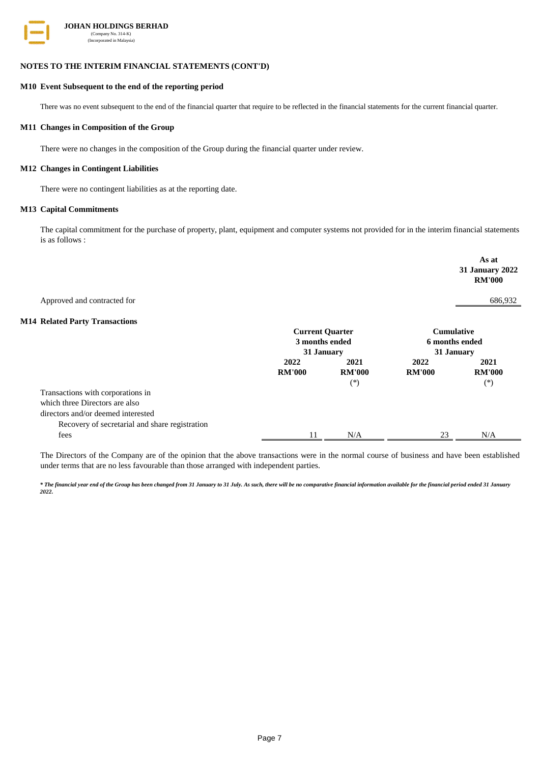**JOHAN HOLDINGS BERHAD**
(Company No. 314-K)
(Incorporated in Malaysia)

## NOTES TO THE INTERIM FINANCIAL STATEMENTS (CONT'D)

### M10 Event Subsequent to the end of the reporting period

There was no event subsequent to the end of the financial quarter that require to be reflected in the financial statements for the current financial quarter.

### M11 Changes in Composition of the Group

There were no changes in the composition of the Group during the financial quarter under review.

### M12 Changes in Contingent Liabilities

There were no contingent liabilities as at the reporting date.

### M13 Capital Commitments

The capital commitment for the purchase of property, plant, equipment and computer systems not provided for in the interim financial statements is as follows :

| | As at 31 January 2022 RM'000 |
|---|---|
| Approved and contracted for | 686,932 |

### M14 Related Party Transactions

| | Current Quarter 3 months ended 31 January | | Cumulative 6 months ended 31 January | |
|---|---|---|---|---|
| | 2022 RM'000 | 2021 RM'000 (*) | 2022 RM'000 | 2021 RM'000 (*) |
| Transactions with corporations in which three Directors are also directors and/or deemed interested | | | | |
| Recovery of secretarial and share registration fees | 11 | N/A | 23 | N/A |

The Directors of the Company are of the opinion that the above transactions were in the normal course of business and have been established under terms that are no less favourable than those arranged with independent parties.

***\* The financial year end of the Group has been changed from 31 January to 31 July. As such, there will be no comparative financial information available for the financial period ended 31 January 2022.***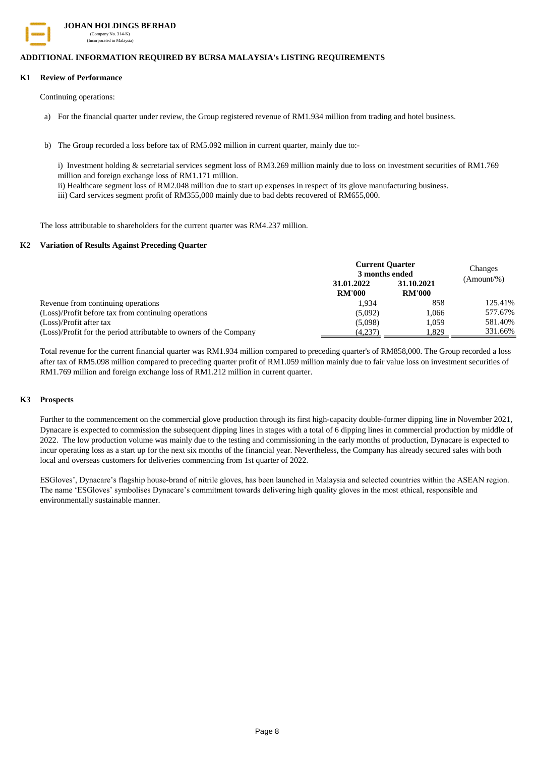**JOHAN HOLDINGS BERHAD**
(Company No. 314-K)
(Incorporated in Malaysia)

## ADDITIONAL INFORMATION REQUIRED BY BURSA MALAYSIA's LISTING REQUIREMENTS

### K1 Review of Performance

Continuing operations:

a) For the financial quarter under review, the Group registered revenue of RM1.934 million from trading and hotel business.

b) The Group recorded a loss before tax of RM5.092 million in current quarter, mainly due to:-

i) Investment holding & secretarial services segment loss of RM3.269 million mainly due to loss on investment securities of RM1.769 million and foreign exchange loss of RM1.171 million.
ii) Healthcare segment loss of RM2.048 million due to start up expenses in respect of its glove manufacturing business.
iii) Card services segment profit of RM355,000 mainly due to bad debts recovered of RM655,000.

The loss attributable to shareholders for the current quarter was RM4.237 million.

### K2 Variation of Results Against Preceding Quarter

| | Current Quarter 3 months ended | | Changes (Amount/%) |
|---|---|---|---|
| | 31.01.2022 RM'000 | 31.10.2021 RM'000 | |
| Revenue from continuing operations | 1,934 | 858 | 125.41% |
| (Loss)/Profit before tax from continuing operations | (5,092) | 1,066 | 577.67% |
| (Loss)/Profit after tax | (5,098) | 1,059 | 581.40% |
| (Loss)/Profit for the period attributable to owners of the Company | (4,237) | 1,829 | 331.66% |

Total revenue for the current financial quarter was RM1.934 million compared to preceding quarter's of RM858,000. The Group recorded a loss after tax of RM5.098 million compared to preceding quarter profit of RM1.059 million mainly due to fair value loss on investment securities of RM1.769 million and foreign exchange loss of RM1.212 million in current quarter.

### K3 Prospects

Further to the commencement on the commercial glove production through its first high-capacity double-former dipping line in November 2021, Dynacare is expected to commission the subsequent dipping lines in stages with a total of 6 dipping lines in commercial production by middle of 2022. The low production volume was mainly due to the testing and commissioning in the early months of production, Dynacare is expected to incur operating loss as a start up for the next six months of the financial year. Nevertheless, the Company has already secured sales with both local and overseas customers for deliveries commencing from 1st quarter of 2022.

ESGloves', Dynacare's flagship house-brand of nitrile gloves, has been launched in Malaysia and selected countries within the ASEAN region. The name 'ESGloves' symbolises Dynacare's commitment towards delivering high quality gloves in the most ethical, responsible and environmentally sustainable manner.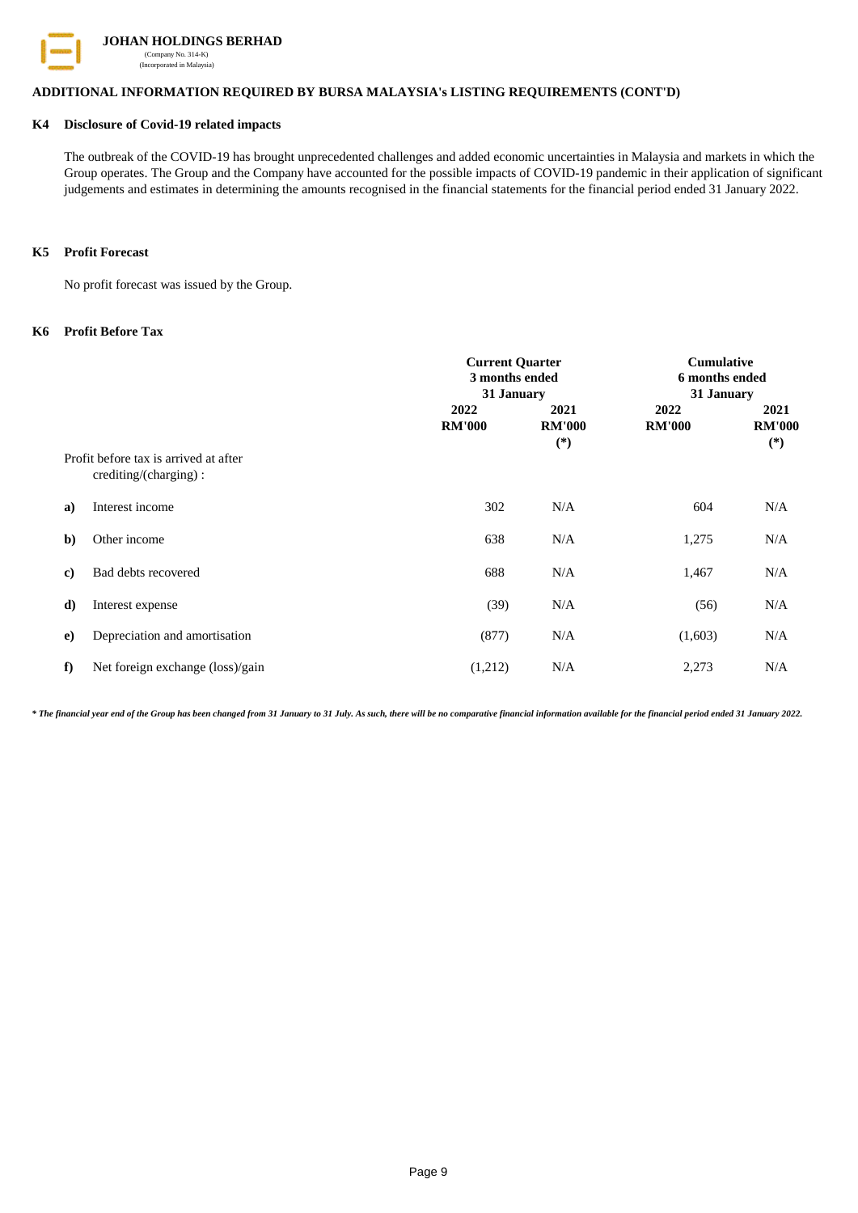**JOHAN HOLDINGS BERHAD**
(Company No. 314-K)
(Incorporated in Malaysia)

## ADDITIONAL INFORMATION REQUIRED BY BURSA MALAYSIA's LISTING REQUIREMENTS (CONT'D)

### K4 Disclosure of Covid-19 related impacts

The outbreak of the COVID-19 has brought unprecedented challenges and added economic uncertainties in Malaysia and markets in which the Group operates. The Group and the Company have accounted for the possible impacts of COVID-19 pandemic in their application of significant judgements and estimates in determining the amounts recognised in the financial statements for the financial period ended 31 January 2022.

### K5 Profit Forecast

No profit forecast was issued by the Group.

### K6 Profit Before Tax

| | | Current Quarter 3 months ended 31 January | | Cumulative 6 months ended 31 January | |
|---|---|---|---|---|---|
| | | 2022 RM'000 | 2021 RM'000 (*) | 2022 RM'000 | 2021 RM'000 (*) |
| | Profit before tax is arrived at after crediting/(charging) : | | | | |
| a) | Interest income | 302 | N/A | 604 | N/A |
| b) | Other income | 638 | N/A | 1,275 | N/A |
| c) | Bad debts recovered | 688 | N/A | 1,467 | N/A |
| d) | Interest expense | (39) | N/A | (56) | N/A |
| e) | Depreciation and amortisation | (877) | N/A | (1,603) | N/A |
| f) | Net foreign exchange (loss)/gain | (1,212) | N/A | 2,273 | N/A |

*\* The financial year end of the Group has been changed from 31 January to 31 July. As such, there will be no comparative financial information available for the financial period ended 31 January 2022.*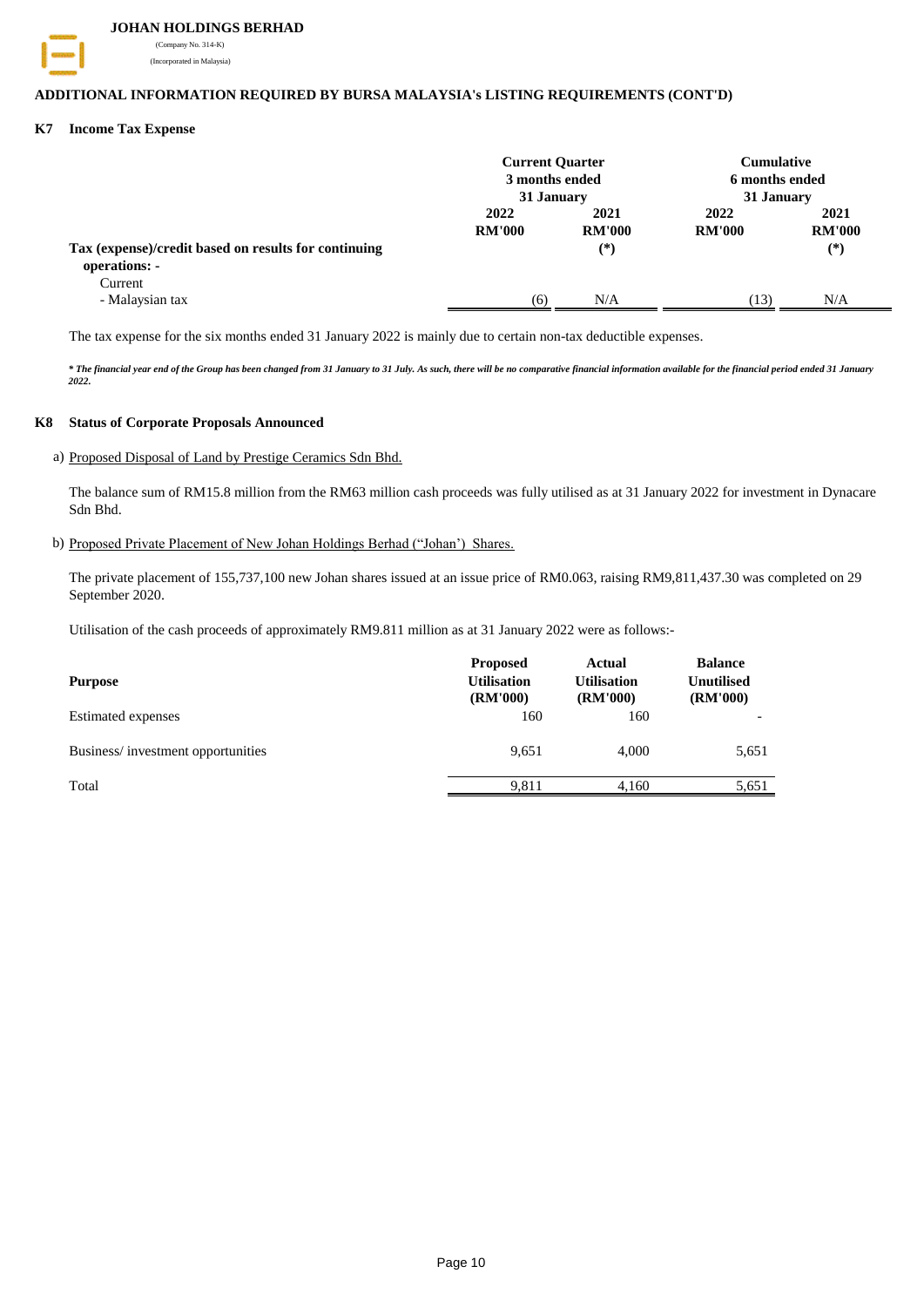**JOHAN HOLDINGS BERHAD**
(Company No. 314-K)
(Incorporated in Malaysia)

## ADDITIONAL INFORMATION REQUIRED BY BURSA MALAYSIA's LISTING REQUIREMENTS (CONT'D)

### K7 Income Tax Expense

| | Current Quarter 3 months ended 31 January | | Cumulative 6 months ended 31 January | |
|---|---|---|---|---|
| | 2022 RM'000 | 2021 RM'000 (*) | 2022 RM'000 | 2021 RM'000 (*) |
| **Tax (expense)/credit based on results for continuing operations: -** | | | | |
| Current | | | | |
| - Malaysian tax | (6) | N/A | (13) | N/A |

The tax expense for the six months ended 31 January 2022 is mainly due to certain non-tax deductible expenses.

*** *The financial year end of the Group has been changed from 31 January to 31 July. As such, there will be no comparative financial information available for the financial period ended 31 January 2022.***

### K8 Status of Corporate Proposals Announced

a) Proposed Disposal of Land by Prestige Ceramics Sdn Bhd.

The balance sum of RM15.8 million from the RM63 million cash proceeds was fully utilised as at 31 January 2022 for investment in Dynacare Sdn Bhd.

b) Proposed Private Placement of New Johan Holdings Berhad ("Johan') Shares.

The private placement of 155,737,100 new Johan shares issued at an issue price of RM0.063, raising RM9,811,437.30 was completed on 29 September 2020.

Utilisation of the cash proceeds of approximately RM9.811 million as at 31 January 2022 were as follows:-

| Purpose | Proposed Utilisation (RM'000) | Actual Utilisation (RM'000) | Balance Unutilised (RM'000) |
|---|---|---|---|
| Estimated expenses | 160 | 160 | - |
| Business/ investment opportunities | 9,651 | 4,000 | 5,651 |
| Total | 9,811 | 4,160 | 5,651 |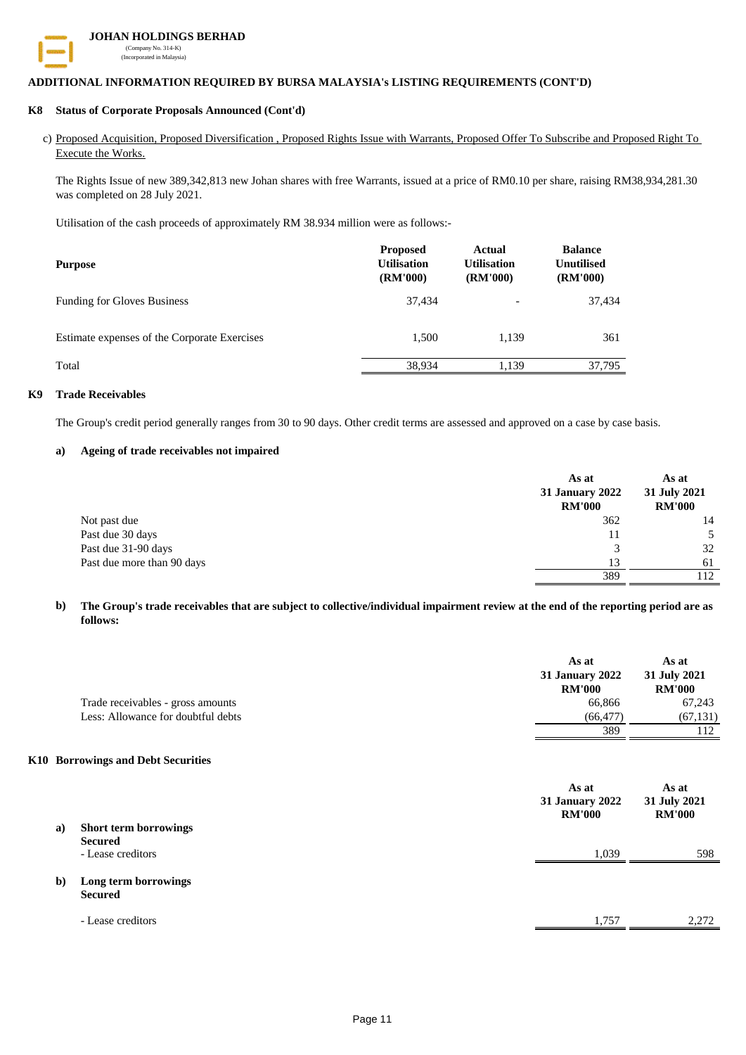## ADDITIONAL INFORMATION REQUIRED BY BURSA MALAYSIA's LISTING REQUIREMENTS (CONT'D)

### K8 Status of Corporate Proposals Announced (Cont'd)

c) Proposed Acquisition, Proposed Diversification , Proposed Rights Issue with Warrants, Proposed Offer To Subscribe and Proposed Right To Execute the Works.

The Rights Issue of new 389,342,813 new Johan shares with free Warrants, issued at a price of RM0.10 per share, raising RM38,934,281.30 was completed on 28 July 2021.

Utilisation of the cash proceeds of approximately RM 38.934 million were as follows:-

| Purpose | Proposed Utilisation (RM'000) | Actual Utilisation (RM'000) | Balance Unutilised (RM'000) |
|---|---|---|---|
| Funding for Gloves Business | 37,434 | - | 37,434 |
| Estimate expenses of the Corporate Exercises | 1,500 | 1,139 | 361 |
| Total | 38,934 | 1,139 | 37,795 |

### K9 Trade Receivables

The Group's credit period generally ranges from 30 to 90 days. Other credit terms are assessed and approved on a case by case basis.

**a) Ageing of trade receivables not impaired**

| | As at 31 January 2022 RM'000 | As at 31 July 2021 RM'000 |
|---|---|---|
| Not past due | 362 | 14 |
| Past due 30 days | 11 | 5 |
| Past due 31-90 days | 3 | 32 |
| Past due more than 90 days | 13 | 61 |
| | 389 | 112 |

**b) The Group's trade receivables that are subject to collective/individual impairment review at the end of the reporting period are as follows:**

| | As at 31 January 2022 RM'000 | As at 31 July 2021 RM'000 |
|---|---|---|
| Trade receivables - gross amounts | 66,866 | 67,243 |
| Less: Allowance for doubtful debts | (66,477) | (67,131) |
| | 389 | 112 |

### K10 Borrowings and Debt Securities

| | As at 31 January 2022 RM'000 | As at 31 July 2021 RM'000 |
|---|---|---|
| **a) Short term borrowings** | | |
| **Secured** | | |
| - Lease creditors | 1,039 | 598 |
| **b) Long term borrowings** | | |
| **Secured** | | |
| - Lease creditors | 1,757 | 2,272 |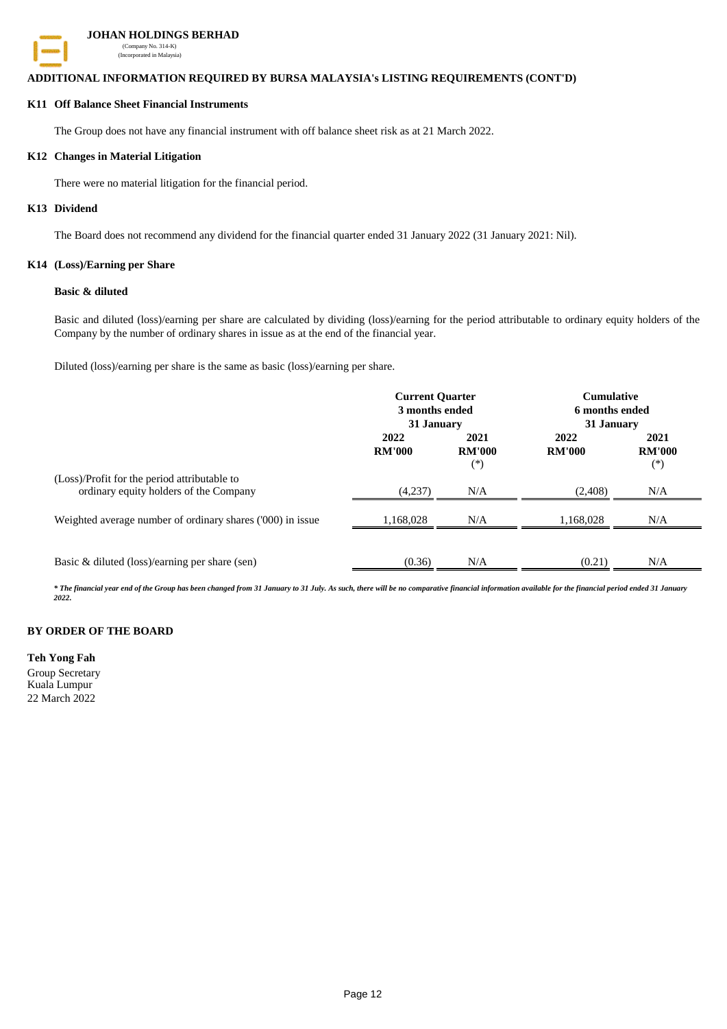**JOHAN HOLDINGS BERHAD**
(Company No. 314-K)
(Incorporated in Malaysia)

## ADDITIONAL INFORMATION REQUIRED BY BURSA MALAYSIA's LISTING REQUIREMENTS (CONT'D)

### K11 Off Balance Sheet Financial Instruments

The Group does not have any financial instrument with off balance sheet risk as at 21 March 2022.

### K12 Changes in Material Litigation

There were no material litigation for the financial period.

### K13 Dividend

The Board does not recommend any dividend for the financial quarter ended 31 January 2022 (31 January 2021: Nil).

### K14 (Loss)/Earning per Share

**Basic & diluted**

Basic and diluted (loss)/earning per share are calculated by dividing (loss)/earning for the period attributable to ordinary equity holders of the Company by the number of ordinary shares in issue as at the end of the financial year.

Diluted (loss)/earning per share is the same as basic (loss)/earning per share.

| | Current Quarter 3 months ended 31 January | | Cumulative 6 months ended 31 January | |
|---|---|---|---|---|
| | 2022 RM'000 | 2021 RM'000 (*) | 2022 RM'000 | 2021 RM'000 (*) |
| (Loss)/Profit for the period attributable to ordinary equity holders of the Company | (4,237) | N/A | (2,408) | N/A |
| Weighted average number of ordinary shares ('000) in issue | 1,168,028 | N/A | 1,168,028 | N/A |
| Basic & diluted (loss)/earning per share (sen) | (0.36) | N/A | (0.21) | N/A |

***** *The financial year end of the Group has been changed from 31 January to 31 July. As such, there will be no comparative financial information available for the financial period ended 31 January 2022.*

**BY ORDER OF THE BOARD**

**Teh Yong Fah**
Group Secretary
Kuala Lumpur
22 March 2022